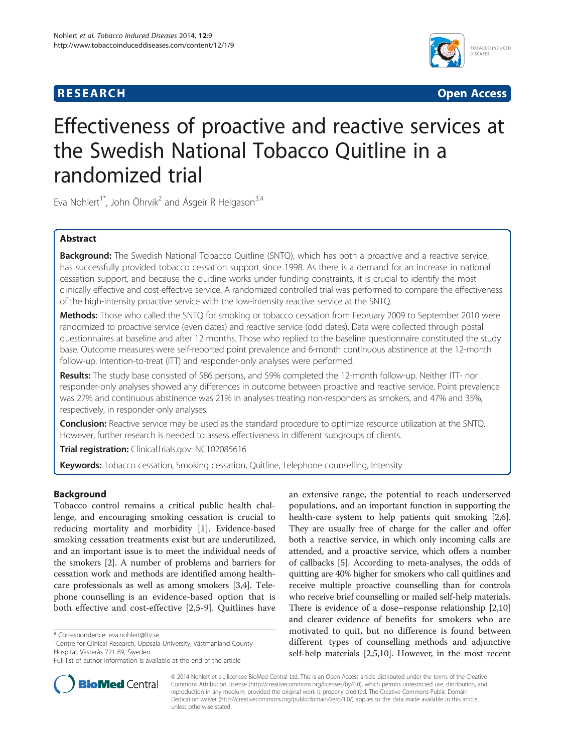**RESEARCH** **Open Access**

# Effectiveness of proactive and reactive services at the Swedish National Tobacco Quitline in a randomized trial

Eva Nohlert[1*], John Öhrvik[2] and Ásgeir R Helgason[3,4]

## Abstract

**Background:** The Swedish National Tobacco Quitline (SNTQ), which has both a proactive and a reactive service, has successfully provided tobacco cessation support since 1998. As there is a demand for an increase in national cessation support, and because the quitline works under funding constraints, it is crucial to identify the most clinically effective and cost-effective service. A randomized controlled trial was performed to compare the effectiveness of the high-intensity proactive service with the low-intensity reactive service at the SNTQ.

**Methods:** Those who called the SNTQ for smoking or tobacco cessation from February 2009 to September 2010 were randomized to proactive service (even dates) and reactive service (odd dates). Data were collected through postal questionnaires at baseline and after 12 months. Those who replied to the baseline questionnaire constituted the study base. Outcome measures were self-reported point prevalence and 6-month continuous abstinence at the 12-month follow-up. Intention-to-treat (ITT) and responder-only analyses were performed.

**Results:** The study base consisted of 586 persons, and 59% completed the 12-month follow-up. Neither ITT- nor responder-only analyses showed any differences in outcome between proactive and reactive service. Point prevalence was 27% and continuous abstinence was 21% in analyses treating non-responders as smokers, and 47% and 35%, respectively, in responder-only analyses.

**Conclusion:** Reactive service may be used as the standard procedure to optimize resource utilization at the SNTQ. However, further research is needed to assess effectiveness in different subgroups of clients.

**Trial registration:** ClinicalTrials.gov: NCT02085616

**Keywords:** Tobacco cessation, Smoking cessation, Quitline, Telephone counselling, Intensity

## Background

Tobacco control remains a critical public health challenge, and encouraging smoking cessation is crucial to reducing mortality and morbidity [1]. Evidence-based smoking cessation treatments exist but are underutilized, and an important issue is to meet the individual needs of the smokers [2]. A number of problems and barriers for cessation work and methods are identified among health-care professionals as well as among smokers [3,4]. Telephone counselling is an evidence-based option that is both effective and cost-effective [2,5-9]. Quitlines have an extensive range, the potential to reach underserved populations, and an important function in supporting the health-care system to help patients quit smoking [2,6]. They are usually free of charge for the caller and offer both a reactive service, in which only incoming calls are attended, and a proactive service, which offers a number of callbacks [5]. According to meta-analyses, the odds of quitting are 40% higher for smokers who call quitlines and receive multiple proactive counselling than for controls who receive brief counselling or mailed self-help materials. There is evidence of a dose–response relationship [2,10] and clearer evidence of benefits for smokers who are motivated to quit, but no difference is found between different types of counselling methods and adjunctive self-help materials [2,5,10]. However, in the most recent

\* Correspondence: eva.nohlert@ltv.se

[1]Centre for Clinical Research, Uppsala University, Västmanland County Hospital, Västerås 721 89, Sweden

Full list of author information is available at the end of the article

© 2014 Nohlert et al.; licensee BioMed Central Ltd. This is an Open Access article distributed under the terms of the Creative Commons Attribution License (http://creativecommons.org/licenses/by/4.0), which permits unrestricted use, distribution, and reproduction in any medium, provided the original work is properly credited. The Creative Commons Public Domain Dedication waiver (http://creativecommons.org/publicdomain/zero/1.0/) applies to the data made available in this article, unless otherwise stated.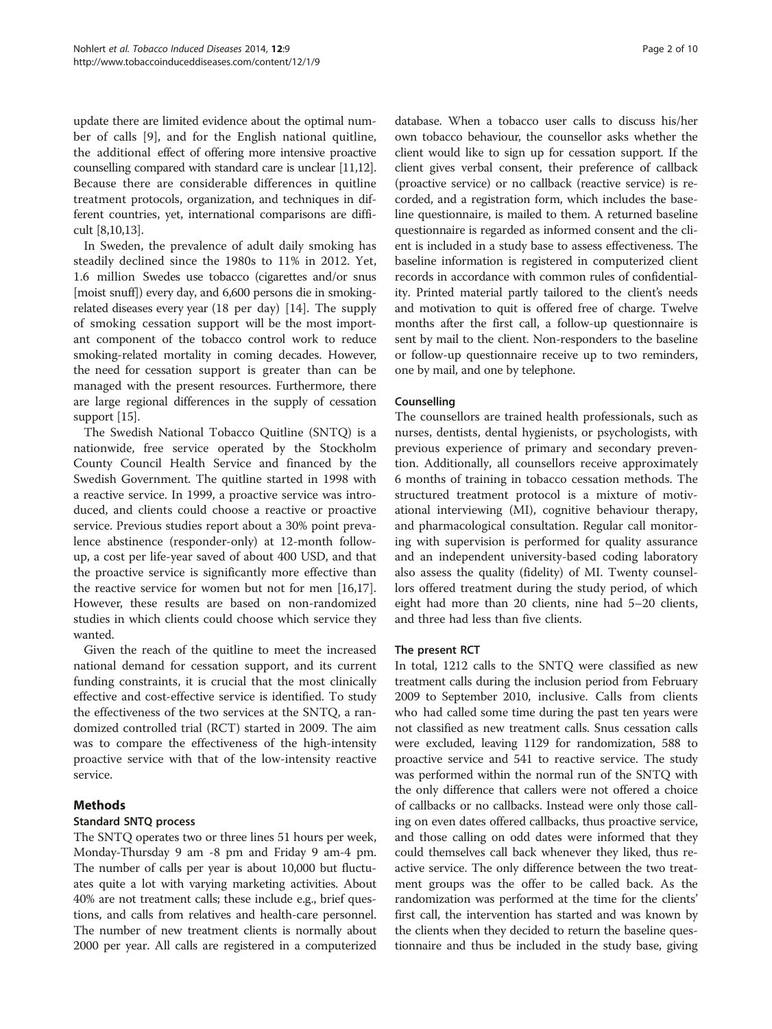update there are limited evidence about the optimal number of calls [9], and for the English national quitline, the additional effect of offering more intensive proactive counselling compared with standard care is unclear [11,12]. Because there are considerable differences in quitline treatment protocols, organization, and techniques in different countries, yet, international comparisons are difficult [8,10,13].

In Sweden, the prevalence of adult daily smoking has steadily declined since the 1980s to 11% in 2012. Yet, 1.6 million Swedes use tobacco (cigarettes and/or snus [moist snuff]) every day, and 6,600 persons die in smoking-related diseases every year (18 per day) [14]. The supply of smoking cessation support will be the most important component of the tobacco control work to reduce smoking-related mortality in coming decades. However, the need for cessation support is greater than can be managed with the present resources. Furthermore, there are large regional differences in the supply of cessation support [15].

The Swedish National Tobacco Quitline (SNTQ) is a nationwide, free service operated by the Stockholm County Council Health Service and financed by the Swedish Government. The quitline started in 1998 with a reactive service. In 1999, a proactive service was introduced, and clients could choose a reactive or proactive service. Previous studies report about a 30% point prevalence abstinence (responder-only) at 12-month follow-up, a cost per life-year saved of about 400 USD, and that the proactive service is significantly more effective than the reactive service for women but not for men [16,17]. However, these results are based on non-randomized studies in which clients could choose which service they wanted.

Given the reach of the quitline to meet the increased national demand for cessation support, and its current funding constraints, it is crucial that the most clinically effective and cost-effective service is identified. To study the effectiveness of the two services at the SNTQ, a randomized controlled trial (RCT) started in 2009. The aim was to compare the effectiveness of the high-intensity proactive service with that of the low-intensity reactive service.

## Methods

### Standard SNTQ process

The SNTQ operates two or three lines 51 hours per week, Monday-Thursday 9 am -8 pm and Friday 9 am-4 pm. The number of calls per year is about 10,000 but fluctuates quite a lot with varying marketing activities. About 40% are not treatment calls; these include e.g., brief questions, and calls from relatives and health-care personnel. The number of new treatment clients is normally about 2000 per year. All calls are registered in a computerized database. When a tobacco user calls to discuss his/her own tobacco behaviour, the counsellor asks whether the client would like to sign up for cessation support. If the client gives verbal consent, their preference of callback (proactive service) or no callback (reactive service) is recorded, and a registration form, which includes the baseline questionnaire, is mailed to them. A returned baseline questionnaire is regarded as informed consent and the client is included in a study base to assess effectiveness. The baseline information is registered in computerized client records in accordance with common rules of confidentiality. Printed material partly tailored to the client's needs and motivation to quit is offered free of charge. Twelve months after the first call, a follow-up questionnaire is sent by mail to the client. Non-responders to the baseline or follow-up questionnaire receive up to two reminders, one by mail, and one by telephone.

### Counselling

The counsellors are trained health professionals, such as nurses, dentists, dental hygienists, or psychologists, with previous experience of primary and secondary prevention. Additionally, all counsellors receive approximately 6 months of training in tobacco cessation methods. The structured treatment protocol is a mixture of motivational interviewing (MI), cognitive behaviour therapy, and pharmacological consultation. Regular call monitoring with supervision is performed for quality assurance and an independent university-based coding laboratory also assess the quality (fidelity) of MI. Twenty counsellors offered treatment during the study period, of which eight had more than 20 clients, nine had 5–20 clients, and three had less than five clients.

### The present RCT

In total, 1212 calls to the SNTQ were classified as new treatment calls during the inclusion period from February 2009 to September 2010, inclusive. Calls from clients who had called some time during the past ten years were not classified as new treatment calls. Snus cessation calls were excluded, leaving 1129 for randomization, 588 to proactive service and 541 to reactive service. The study was performed within the normal run of the SNTQ with the only difference that callers were not offered a choice of callbacks or no callbacks. Instead were only those calling on even dates offered callbacks, thus proactive service, and those calling on odd dates were informed that they could themselves call back whenever they liked, thus reactive service. The only difference between the two treatment groups was the offer to be called back. As the randomization was performed at the time for the clients' first call, the intervention has started and was known by the clients when they decided to return the baseline questionnaire and thus be included in the study base, giving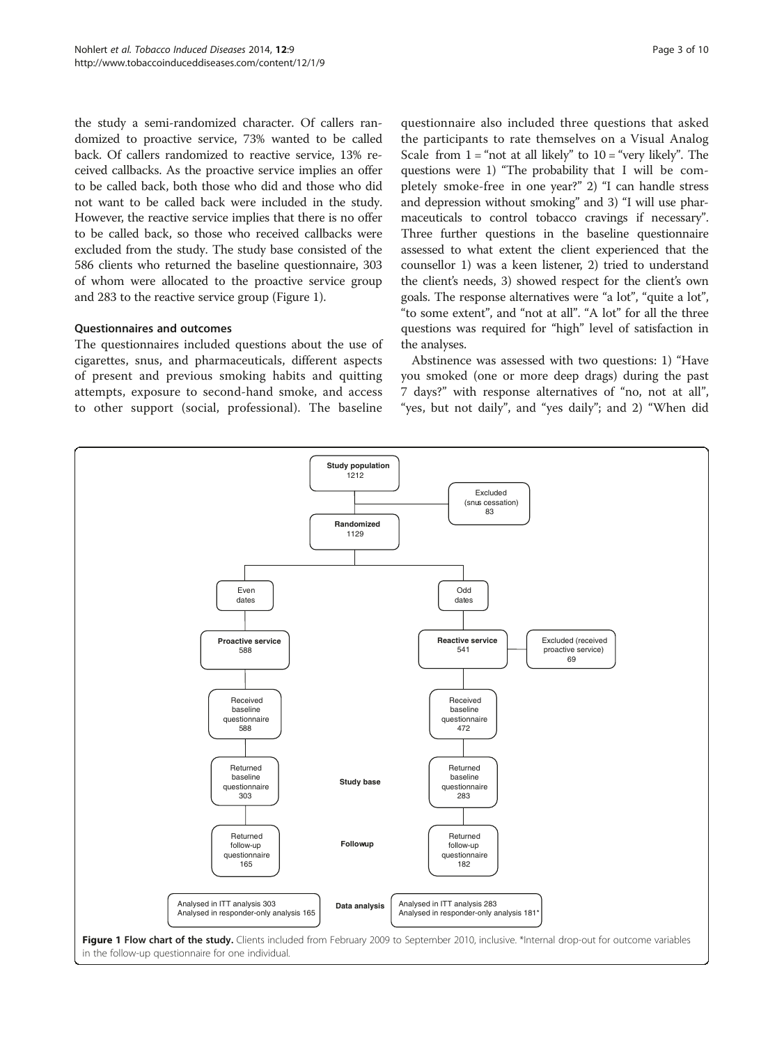the study a semi-randomized character. Of callers randomized to proactive service, 73% wanted to be called back. Of callers randomized to reactive service, 13% received callbacks. As the proactive service implies an offer to be called back, both those who did and those who did not want to be called back were included in the study. However, the reactive service implies that there is no offer to be called back, so those who received callbacks were excluded from the study. The study base consisted of the 586 clients who returned the baseline questionnaire, 303 of whom were allocated to the proactive service group and 283 to the reactive service group (Figure 1).

### Questionnaires and outcomes

The questionnaires included questions about the use of cigarettes, snus, and pharmaceuticals, different aspects of present and previous smoking habits and quitting attempts, exposure to second-hand smoke, and access to other support (social, professional). The baseline questionnaire also included three questions that asked the participants to rate themselves on a Visual Analog Scale from 1 = "not at all likely" to 10 = "very likely". The questions were 1) "The probability that I will be completely smoke-free in one year?" 2) "I can handle stress and depression without smoking" and 3) "I will use pharmaceuticals to control tobacco cravings if necessary". Three further questions in the baseline questionnaire assessed to what extent the client experienced that the counsellor 1) was a keen listener, 2) tried to understand the client's needs, 3) showed respect for the client's own goals. The response alternatives were "a lot", "quite a lot", "to some extent", and "not at all". "A lot" for all the three questions was required for "high" level of satisfaction in the analyses.

Abstinence was assessed with two questions: 1) "Have you smoked (one or more deep drags) during the past 7 days?" with response alternatives of "no, not at all", "yes, but not daily", and "yes daily"; and 2) "When did

Study population 1212

Excluded (snus cessation) 83

Randomized 1129

Even dates

Odd dates

Proactive service 588

Reactive service 541

Excluded (received proactive service) 69

Received baseline questionnaire 588

Received baseline questionnaire 472

Returned baseline questionnaire 303

Study base

Returned baseline questionnaire 283

Returned follow-up questionnaire 165

Followup

Returned follow-up questionnaire 182

Analysed in ITT analysis 303
Analysed in responder-only analysis 165

Data analysis

Analysed in ITT analysis 283
Analysed in responder-only analysis 181*

**Figure 1 Flow chart of the study.** Clients included from February 2009 to September 2010, inclusive. *Internal drop-out for outcome variables in the follow-up questionnaire for one individual.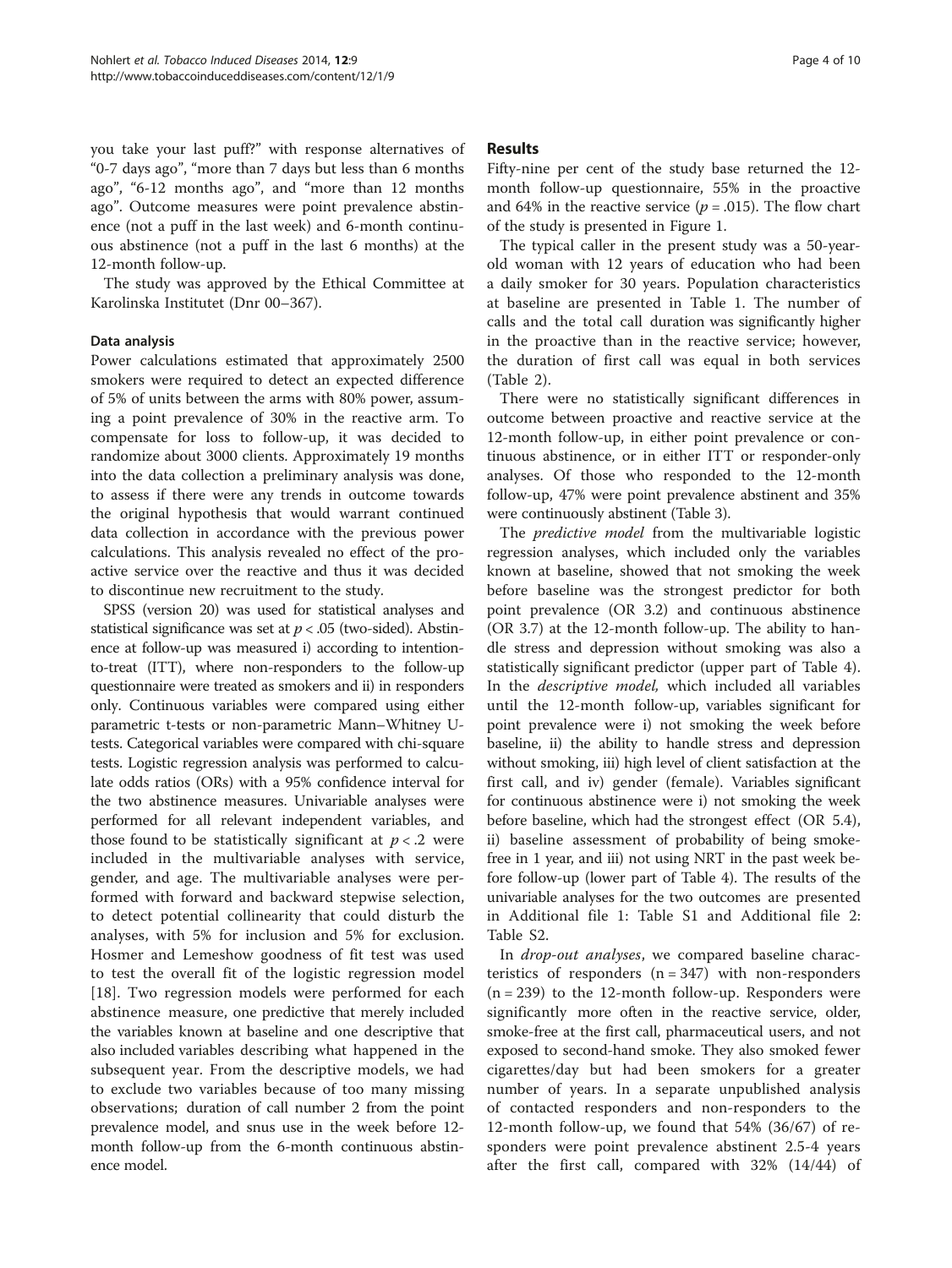you take your last puff?" with response alternatives of "0-7 days ago", "more than 7 days but less than 6 months ago", "6-12 months ago", and "more than 12 months ago". Outcome measures were point prevalence abstinence (not a puff in the last week) and 6-month continuous abstinence (not a puff in the last 6 months) at the 12-month follow-up.

The study was approved by the Ethical Committee at Karolinska Institutet (Dnr 00–367).

#### Data analysis

Power calculations estimated that approximately 2500 smokers were required to detect an expected difference of 5% of units between the arms with 80% power, assuming a point prevalence of 30% in the reactive arm. To compensate for loss to follow-up, it was decided to randomize about 3000 clients. Approximately 19 months into the data collection a preliminary analysis was done, to assess if there were any trends in outcome towards the original hypothesis that would warrant continued data collection in accordance with the previous power calculations. This analysis revealed no effect of the proactive service over the reactive and thus it was decided to discontinue new recruitment to the study.

SPSS (version 20) was used for statistical analyses and statistical significance was set at $p < .05$ (two-sided). Abstinence at follow-up was measured i) according to intention-to-treat (ITT), where non-responders to the follow-up questionnaire were treated as smokers and ii) in responders only. Continuous variables were compared using either parametric t-tests or non-parametric Mann–Whitney U-tests. Categorical variables were compared with chi-square tests. Logistic regression analysis was performed to calculate odds ratios (ORs) with a 95% confidence interval for the two abstinence measures. Univariable analyses were performed for all relevant independent variables, and those found to be statistically significant at $p < .2$ were included in the multivariable analyses with service, gender, and age. The multivariable analyses were performed with forward and backward stepwise selection, to detect potential collinearity that could disturb the analyses, with 5% for inclusion and 5% for exclusion. Hosmer and Lemeshow goodness of fit test was used to test the overall fit of the logistic regression model [18]. Two regression models were performed for each abstinence measure, one predictive that merely included the variables known at baseline and one descriptive that also included variables describing what happened in the subsequent year. From the descriptive models, we had to exclude two variables because of too many missing observations; duration of call number 2 from the point prevalence model, and snus use in the week before 12-month follow-up from the 6-month continuous abstinence model.

## Results

Fifty-nine per cent of the study base returned the 12-month follow-up questionnaire, 55% in the proactive and 64% in the reactive service ($p = .015$). The flow chart of the study is presented in Figure 1.

The typical caller in the present study was a 50-year-old woman with 12 years of education who had been a daily smoker for 30 years. Population characteristics at baseline are presented in Table 1. The number of calls and the total call duration was significantly higher in the proactive than in the reactive service; however, the duration of first call was equal in both services (Table 2).

There were no statistically significant differences in outcome between proactive and reactive service at the 12-month follow-up, in either point prevalence or continuous abstinence, or in either ITT or responder-only analyses. Of those who responded to the 12-month follow-up, 47% were point prevalence abstinent and 35% were continuously abstinent (Table 3).

The *predictive model* from the multivariable logistic regression analyses, which included only the variables known at baseline, showed that not smoking the week before baseline was the strongest predictor for both point prevalence (OR 3.2) and continuous abstinence (OR 3.7) at the 12-month follow-up. The ability to handle stress and depression without smoking was also a statistically significant predictor (upper part of Table 4). In the *descriptive model,* which included all variables until the 12-month follow-up, variables significant for point prevalence were i) not smoking the week before baseline, ii) the ability to handle stress and depression without smoking, iii) high level of client satisfaction at the first call, and iv) gender (female). Variables significant for continuous abstinence were i) not smoking the week before baseline, which had the strongest effect (OR 5.4), ii) baseline assessment of probability of being smoke-free in 1 year, and iii) not using NRT in the past week before follow-up (lower part of Table 4). The results of the univariable analyses for the two outcomes are presented in Additional file 1: Table S1 and Additional file 2: Table S2.

In *drop-out analyses*, we compared baseline characteristics of responders (n = 347) with non-responders (n = 239) to the 12-month follow-up. Responders were significantly more often in the reactive service, older, smoke-free at the first call, pharmaceutical users, and not exposed to second-hand smoke. They also smoked fewer cigarettes/day but had been smokers for a greater number of years. In a separate unpublished analysis of contacted responders and non-responders to the 12-month follow-up, we found that 54% (36/67) of responders were point prevalence abstinent 2.5-4 years after the first call, compared with 32% (14/44) of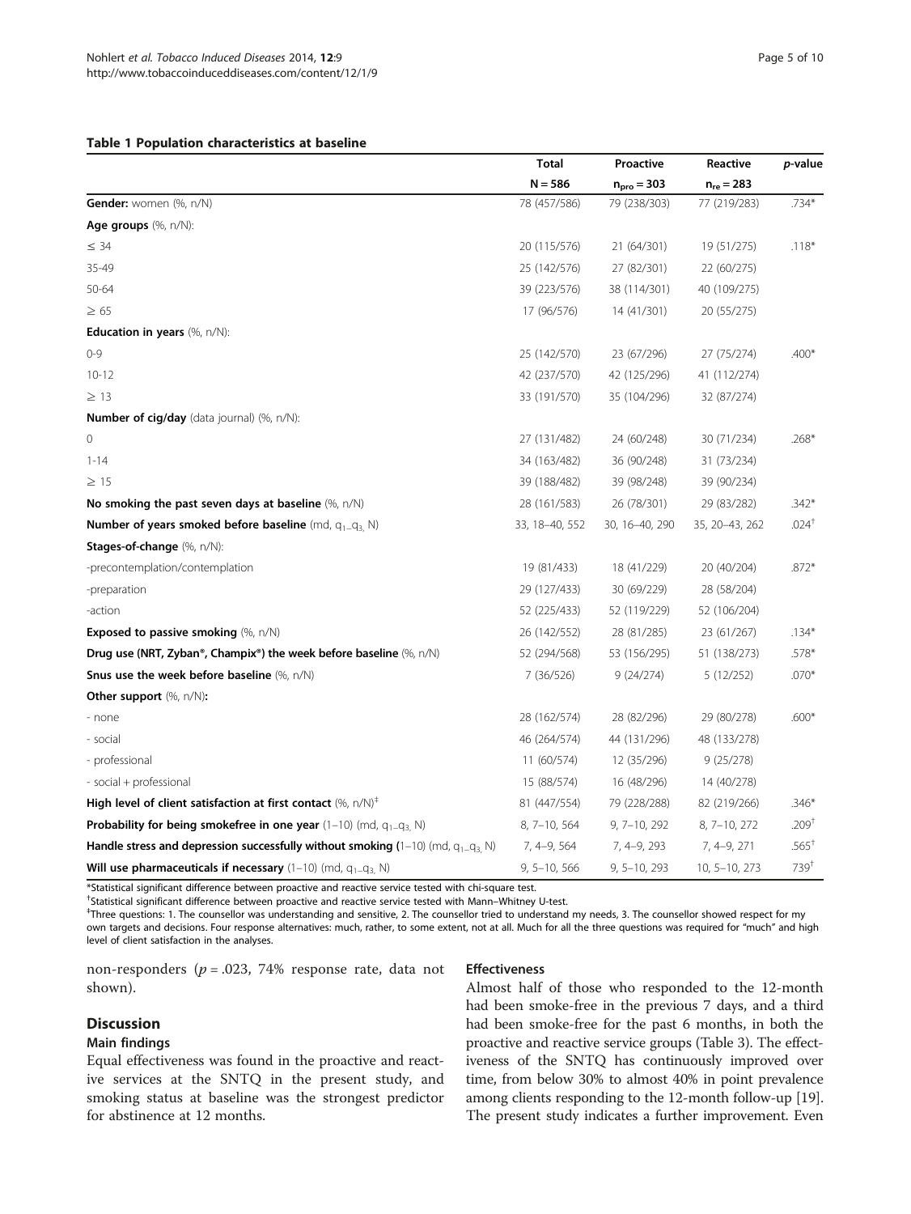**Table 1 Population characteristics at baseline**

| | Total | Proactive | Reactive | *p*-value |
|---|---|---|---|---|
| | N = 586 | $n_{pro}$ = 303 | $n_{re}$ = 283 | |
| **Gender:** women (%, n/N) | 78 (457/586) | 79 (238/303) | 77 (219/283) | .734* |
| **Age groups** (%, n/N): | | | | |
| ≤ 34 | 20 (115/576) | 21 (64/301) | 19 (51/275) | .118* |
| 35-49 | 25 (142/576) | 27 (82/301) | 22 (60/275) | |
| 50-64 | 39 (223/576) | 38 (114/301) | 40 (109/275) | |
| ≥ 65 | 17 (96/576) | 14 (41/301) | 20 (55/275) | |
| **Education in years** (%, n/N): | | | | |
| 0-9 | 25 (142/570) | 23 (67/296) | 27 (75/274) | .400* |
| 10-12 | 42 (237/570) | 42 (125/296) | 41 (112/274) | |
| ≥ 13 | 33 (191/570) | 35 (104/296) | 32 (87/274) | |
| **Number of cig/day** (data journal) (%, n/N): | | | | |
| 0 | 27 (131/482) | 24 (60/248) | 30 (71/234) | .268* |
| 1-14 | 34 (163/482) | 36 (90/248) | 31 (73/234) | |
| ≥ 15 | 39 (188/482) | 39 (98/248) | 39 (90/234) | |
| **No smoking the past seven days at baseline** (%, n/N) | 28 (161/583) | 26 (78/301) | 29 (83/282) | .342* |
| **Number of years smoked before baseline** (md, $q_1$–$q_3$, N) | 33, 18–40, 552 | 30, 16–40, 290 | 35, 20–43, 262 | .024[†] |
| **Stages-of-change** (%, n/N): | | | | |
| -precontemplation/contemplation | 19 (81/433) | 18 (41/229) | 20 (40/204) | .872* |
| -preparation | 29 (127/433) | 30 (69/229) | 28 (58/204) | |
| -action | 52 (225/433) | 52 (119/229) | 52 (106/204) | |
| **Exposed to passive smoking** (%, n/N) | 26 (142/552) | 28 (81/285) | 23 (61/267) | .134* |
| **Drug use (NRT, Zyban®, Champix®) the week before baseline** (%, n/N) | 52 (294/568) | 53 (156/295) | 51 (138/273) | .578* |
| **Snus use the week before baseline** (%, n/N) | 7 (36/526) | 9 (24/274) | 5 (12/252) | .070* |
| **Other support** (%, n/N): | | | | |
| - none | 28 (162/574) | 28 (82/296) | 29 (80/278) | .600* |
| - social | 46 (264/574) | 44 (131/296) | 48 (133/278) | |
| - professional | 11 (60/574) | 12 (35/296) | 9 (25/278) | |
| - social + professional | 15 (88/574) | 16 (48/296) | 14 (40/278) | |
| **High level of client satisfaction at first contact** (%, n/N)[‡] | 81 (447/554) | 79 (228/288) | 82 (219/266) | .346* |
| **Probability for being smokefree in one year** (1–10) (md, $q_1$–$q_3$, N) | 8, 7–10, 564 | 9, 7–10, 292 | 8, 7–10, 272 | .209[†] |
| **Handle stress and depression successfully without smoking** (1–10) (md, $q_1$–$q_3$, N) | 7, 4–9, 564 | 7, 4–9, 293 | 7, 4–9, 271 | .565[†] |
| **Will use pharmaceuticals if necessary** (1–10) (md, $q_1$–$q_3$, N) | 9, 5–10, 566 | 9, 5–10, 293 | 10, 5–10, 273 | 739[†] |

*Statistical significant difference between proactive and reactive service tested with chi-square test.

[†]Statistical significant difference between proactive and reactive service tested with Mann–Whitney U-test.

[‡]Three questions: 1. The counsellor was understanding and sensitive, 2. The counsellor tried to understand my needs, 3. The counsellor showed respect for my own targets and decisions. Four response alternatives: much, rather, to some extent, not at all. Much for all the three questions was required for "much" and high level of client satisfaction in the analyses.

non-responders ($p = .023$, 74% response rate, data not shown).

## Discussion

### Main findings

Equal effectiveness was found in the proactive and reactive services at the SNTQ in the present study, and smoking status at baseline was the strongest predictor for abstinence at 12 months.

### Effectiveness

Almost half of those who responded to the 12-month had been smoke-free in the previous 7 days, and a third had been smoke-free for the past 6 months, in both the proactive and reactive service groups (Table 3). The effectiveness of the SNTQ has continuously improved over time, from below 30% to almost 40% in point prevalence among clients responding to the 12-month follow-up [19]. The present study indicates a further improvement. Even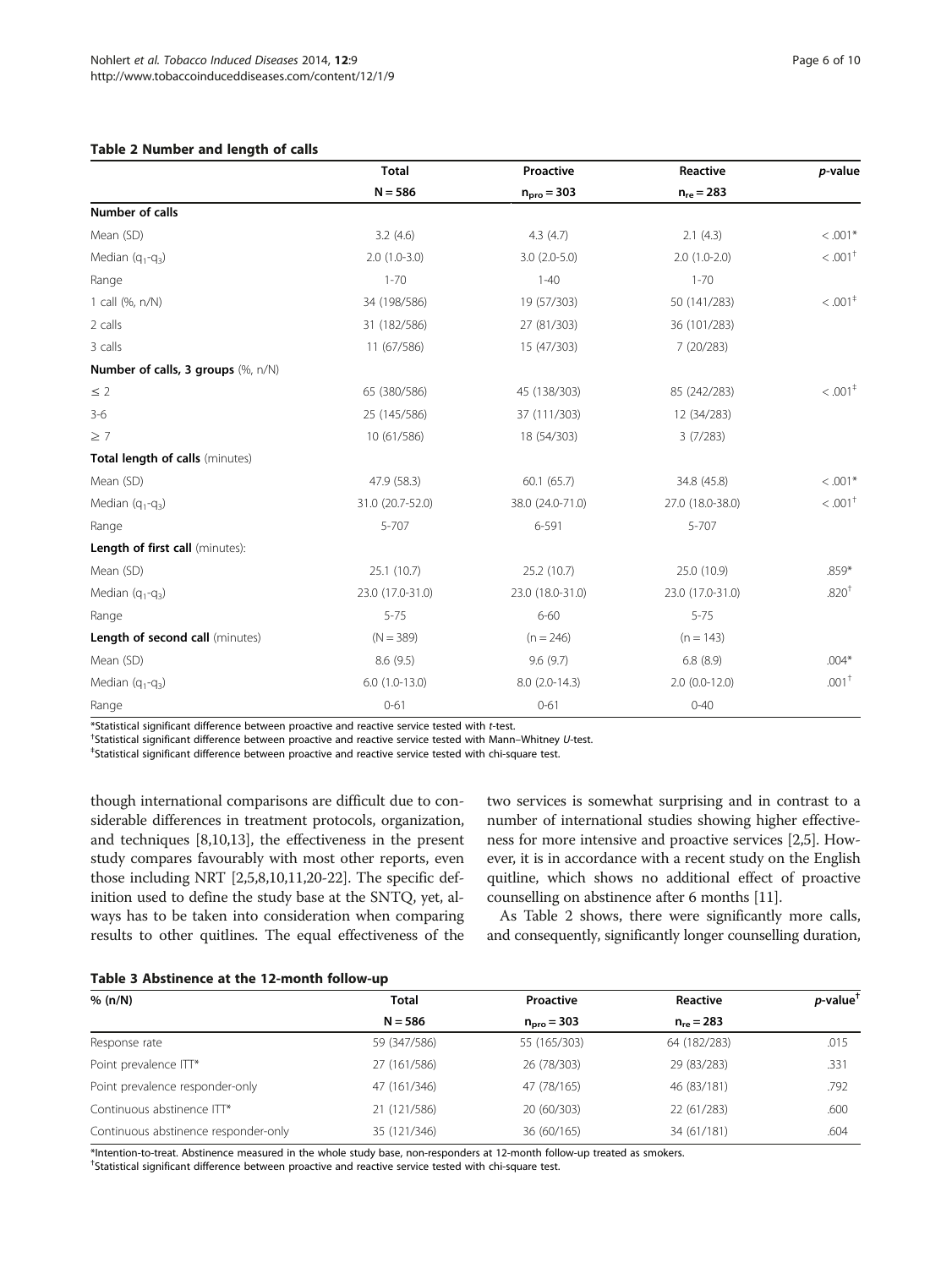**Table 2 Number and length of calls**

| | Total | Proactive | Reactive | *p*-value |
|---|---|---|---|---|
| | N = 586 | $n_{pro}$ = 303 | $n_{re}$ = 283 | |
| **Number of calls** | | | | |
| Mean (SD) | 3.2 (4.6) | 4.3 (4.7) | 2.1 (4.3) | < .001* |
| Median ($q_1$-$q_3$) | 2.0 (1.0-3.0) | 3.0 (2.0-5.0) | 2.0 (1.0-2.0) | < .001† |
| Range | 1-70 | 1-40 | 1-70 | |
| 1 call (%, n/N) | 34 (198/586) | 19 (57/303) | 50 (141/283) | < .001‡ |
| 2 calls | 31 (182/586) | 27 (81/303) | 36 (101/283) | |
| 3 calls | 11 (67/586) | 15 (47/303) | 7 (20/283) | |
| **Number of calls, 3 groups** (%, n/N) | | | | |
| ≤ 2 | 65 (380/586) | 45 (138/303) | 85 (242/283) | < .001‡ |
| 3-6 | 25 (145/586) | 37 (111/303) | 12 (34/283) | |
| ≥ 7 | 10 (61/586) | 18 (54/303) | 3 (7/283) | |
| **Total length of calls** (minutes) | | | | |
| Mean (SD) | 47.9 (58.3) | 60.1 (65.7) | 34.8 (45.8) | < .001* |
| Median ($q_1$-$q_3$) | 31.0 (20.7-52.0) | 38.0 (24.0-71.0) | 27.0 (18.0-38.0) | < .001† |
| Range | 5-707 | 6-591 | 5-707 | |
| **Length of first call** (minutes): | | | | |
| Mean (SD) | 25.1 (10.7) | 25.2 (10.7) | 25.0 (10.9) | .859* |
| Median ($q_1$-$q_3$) | 23.0 (17.0-31.0) | 23.0 (18.0-31.0) | 23.0 (17.0-31.0) | .820† |
| Range | 5-75 | 6-60 | 5-75 | |
| **Length of second call** (minutes) | (N = 389) | (n = 246) | (n = 143) | |
| Mean (SD) | 8.6 (9.5) | 9.6 (9.7) | 6.8 (8.9) | .004* |
| Median ($q_1$-$q_3$) | 6.0 (1.0-13.0) | 8.0 (2.0-14.3) | 2.0 (0.0-12.0) | .001† |
| Range | 0-61 | 0-61 | 0-40 | |

*Statistical significant difference between proactive and reactive service tested with *t*-test.
†Statistical significant difference between proactive and reactive service tested with Mann–Whitney *U*-test.
‡Statistical significant difference between proactive and reactive service tested with chi-square test.

though international comparisons are difficult due to considerable differences in treatment protocols, organization, and techniques [8,10,13], the effectiveness in the present study compares favourably with most other reports, even those including NRT [2,5,8,10,11,20-22]. The specific definition used to define the study base at the SNTQ, yet, always has to be taken into consideration when comparing results to other quitlines. The equal effectiveness of the two services is somewhat surprising and in contrast to a number of international studies showing higher effectiveness for more intensive and proactive services [2,5]. However, it is in accordance with a recent study on the English quitline, which shows no additional effect of proactive counselling on abstinence after 6 months [11].

As Table 2 shows, there were significantly more calls, and consequently, significantly longer counselling duration,

**Table 3 Abstinence at the 12-month follow-up**

| % (n/N) | Total | Proactive | Reactive | *p*-value† |
|---|---|---|---|---|
| | N = 586 | $n_{pro}$ = 303 | $n_{re}$ = 283 | |
| Response rate | 59 (347/586) | 55 (165/303) | 64 (182/283) | .015 |
| Point prevalence ITT* | 27 (161/586) | 26 (78/303) | 29 (83/283) | .331 |
| Point prevalence responder-only | 47 (161/346) | 47 (78/165) | 46 (83/181) | .792 |
| Continuous abstinence ITT* | 21 (121/586) | 20 (60/303) | 22 (61/283) | .600 |
| Continuous abstinence responder-only | 35 (121/346) | 36 (60/165) | 34 (61/181) | .604 |

*Intention-to-treat. Abstinence measured in the whole study base, non-responders at 12-month follow-up treated as smokers.
†Statistical significant difference between proactive and reactive service tested with chi-square test.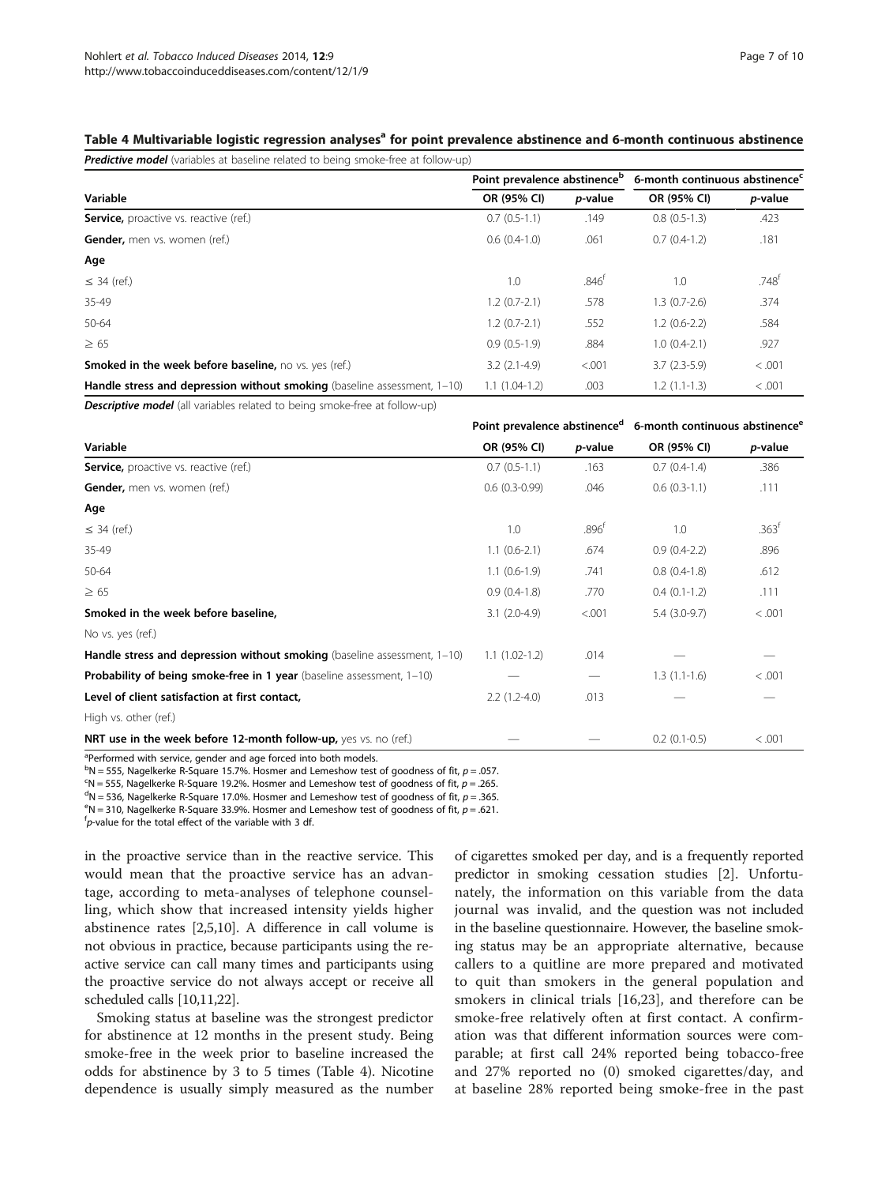**Table 4 Multivariable logistic regression analyses[a] for point prevalence abstinence and 6-month continuous abstinence**

***Predictive model*** (variables at baseline related to being smoke-free at follow-up)

| Variable | Point prevalence abstinence[b] | | 6-month continuous abstinence[c] | |
|---|---|---|---|---|
| | OR (95% CI) | *p*-value | OR (95% CI) | *p*-value |
| **Service,** proactive vs. reactive (ref.) | 0.7 (0.5-1.1) | .149 | 0.8 (0.5-1.3) | .423 |
| **Gender,** men vs. women (ref.) | 0.6 (0.4-1.0) | .061 | 0.7 (0.4-1.2) | .181 |
| **Age** | | | | |
| ≤ 34 (ref.) | 1.0 | .846[f] | 1.0 | .748[f] |
| 35-49 | 1.2 (0.7-2.1) | .578 | 1.3 (0.7-2.6) | .374 |
| 50-64 | 1.2 (0.7-2.1) | .552 | 1.2 (0.6-2.2) | .584 |
| ≥ 65 | 0.9 (0.5-1.9) | .884 | 1.0 (0.4-2.1) | .927 |
| **Smoked in the week before baseline,** no vs. yes (ref.) | 3.2 (2.1-4.9) | <.001 | 3.7 (2.3-5.9) | < .001 |
| **Handle stress and depression without smoking** (baseline assessment, 1–10) | 1.1 (1.04-1.2) | .003 | 1.2 (1.1-1.3) | < .001 |

***Descriptive model*** (all variables related to being smoke-free at follow-up)

| Variable | Point prevalence abstinence[d] | | 6-month continuous abstinence[e] | |
|---|---|---|---|---|
| | OR (95% CI) | *p*-value | OR (95% CI) | *p*-value |
| **Service,** proactive vs. reactive (ref.) | 0.7 (0.5-1.1) | .163 | 0.7 (0.4-1.4) | .386 |
| **Gender,** men vs. women (ref.) | 0.6 (0.3-0.99) | .046 | 0.6 (0.3-1.1) | .111 |
| **Age** | | | | |
| ≤ 34 (ref.) | 1.0 | .896[f] | 1.0 | .363[f] |
| 35-49 | 1.1 (0.6-2.1) | .674 | 0.9 (0.4-2.2) | .896 |
| 50-64 | 1.1 (0.6-1.9) | .741 | 0.8 (0.4-1.8) | .612 |
| ≥ 65 | 0.9 (0.4-1.8) | .770 | 0.4 (0.1-1.2) | .111 |
| **Smoked in the week before baseline,** No vs. yes (ref.) | 3.1 (2.0-4.9) | <.001 | 5.4 (3.0-9.7) | < .001 |
| **Handle stress and depression without smoking** (baseline assessment, 1–10) | 1.1 (1.02-1.2) | .014 | — | — |
| **Probability of being smoke-free in 1 year** (baseline assessment, 1–10) | — | — | 1.3 (1.1-1.6) | < .001 |
| **Level of client satisfaction at first contact,** High vs. other (ref.) | 2.2 (1.2-4.0) | .013 | — | — |
| **NRT use in the week before 12-month follow-up,** yes vs. no (ref.) | — | — | 0.2 (0.1-0.5) | < .001 |

[a]Performed with service, gender and age forced into both models.
[b]N = 555, Nagelkerke R-Square 15.7%. Hosmer and Lemeshow test of goodness of fit, $p = .057$.
[c]N = 555, Nagelkerke R-Square 19.2%. Hosmer and Lemeshow test of goodness of fit, $p = .265$.
[d]N = 536, Nagelkerke R-Square 17.0%. Hosmer and Lemeshow test of goodness of fit, $p = .365$.
[e]N = 310, Nagelkerke R-Square 33.9%. Hosmer and Lemeshow test of goodness of fit, $p = .621$.
[f]*p*-value for the total effect of the variable with 3 df.

in the proactive service than in the reactive service. This would mean that the proactive service has an advantage, according to meta-analyses of telephone counselling, which show that increased intensity yields higher abstinence rates [2,5,10]. A difference in call volume is not obvious in practice, because participants using the reactive service can call many times and participants using the proactive service do not always accept or receive all scheduled calls [10,11,22].

Smoking status at baseline was the strongest predictor for abstinence at 12 months in the present study. Being smoke-free in the week prior to baseline increased the odds for abstinence by 3 to 5 times (Table 4). Nicotine dependence is usually simply measured as the number of cigarettes smoked per day, and is a frequently reported predictor in smoking cessation studies [2]. Unfortunately, the information on this variable from the data journal was invalid, and the question was not included in the baseline questionnaire. However, the baseline smoking status may be an appropriate alternative, because callers to a quitline are more prepared and motivated to quit than smokers in the general population and smokers in clinical trials [16,23], and therefore can be smoke-free relatively often at first contact. A confirmation was that different information sources were comparable; at first call 24% reported being tobacco-free and 27% reported no (0) smoked cigarettes/day, and at baseline 28% reported being smoke-free in the past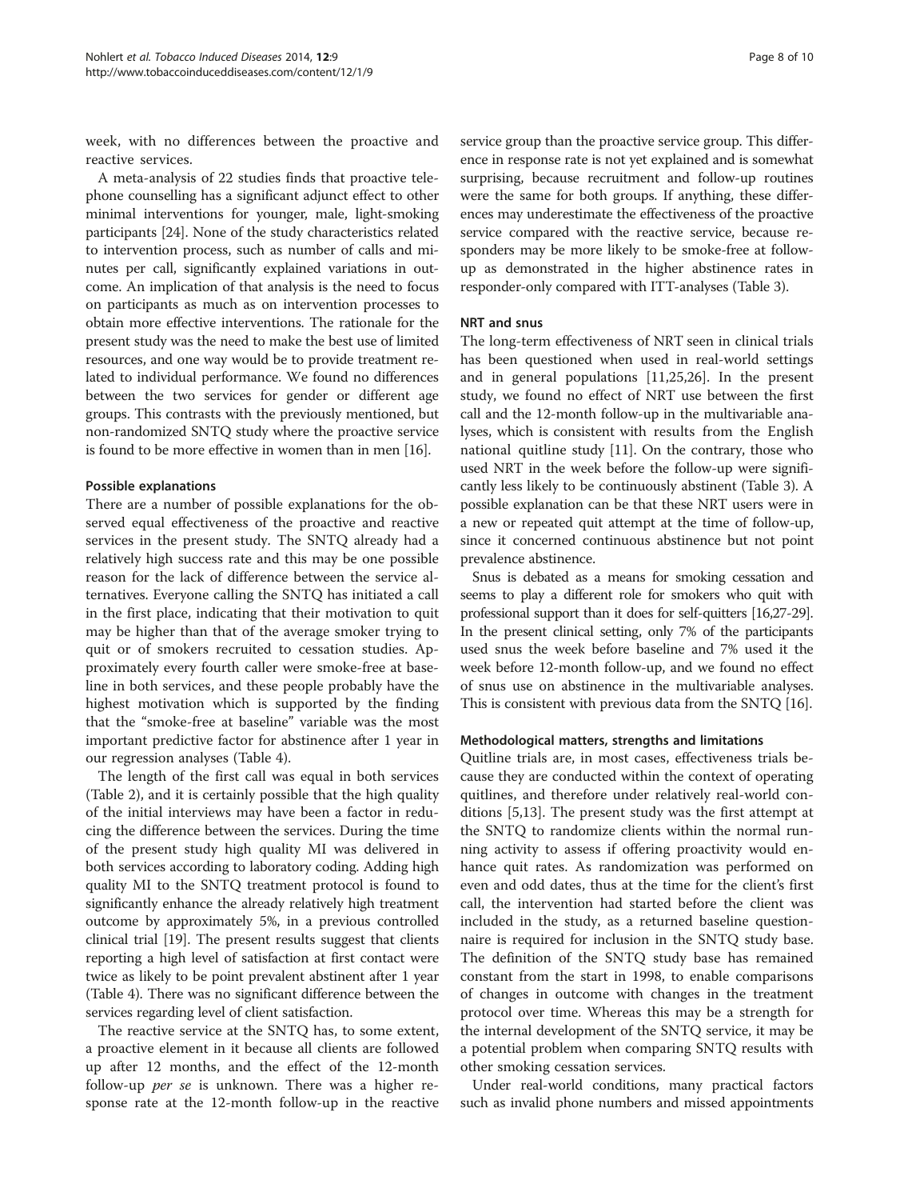week, with no differences between the proactive and reactive services.

A meta-analysis of 22 studies finds that proactive telephone counselling has a significant adjunct effect to other minimal interventions for younger, male, light-smoking participants [24]. None of the study characteristics related to intervention process, such as number of calls and minutes per call, significantly explained variations in outcome. An implication of that analysis is the need to focus on participants as much as on intervention processes to obtain more effective interventions. The rationale for the present study was to make the best use of limited resources, and one way would be to provide treatment related to individual performance. We found no differences between the two services for gender or different age groups. This contrasts with the previously mentioned, but non-randomized SNTQ study where the proactive service is found to be more effective in women than in men [16].

#### Possible explanations

There are a number of possible explanations for the observed equal effectiveness of the proactive and reactive services in the present study. The SNTQ already had a relatively high success rate and this may be one possible reason for the lack of difference between the service alternatives. Everyone calling the SNTQ has initiated a call in the first place, indicating that their motivation to quit may be higher than that of the average smoker trying to quit or of smokers recruited to cessation studies. Approximately every fourth caller were smoke-free at baseline in both services, and these people probably have the highest motivation which is supported by the finding that the "smoke-free at baseline" variable was the most important predictive factor for abstinence after 1 year in our regression analyses (Table 4).

The length of the first call was equal in both services (Table 2), and it is certainly possible that the high quality of the initial interviews may have been a factor in reducing the difference between the services. During the time of the present study high quality MI was delivered in both services according to laboratory coding. Adding high quality MI to the SNTQ treatment protocol is found to significantly enhance the already relatively high treatment outcome by approximately 5%, in a previous controlled clinical trial [19]. The present results suggest that clients reporting a high level of satisfaction at first contact were twice as likely to be point prevalent abstinent after 1 year (Table 4). There was no significant difference between the services regarding level of client satisfaction.

The reactive service at the SNTQ has, to some extent, a proactive element in it because all clients are followed up after 12 months, and the effect of the 12-month follow-up *per se* is unknown. There was a higher response rate at the 12-month follow-up in the reactive service group than the proactive service group. This difference in response rate is not yet explained and is somewhat surprising, because recruitment and follow-up routines were the same for both groups. If anything, these differences may underestimate the effectiveness of the proactive service compared with the reactive service, because responders may be more likely to be smoke-free at follow-up as demonstrated in the higher abstinence rates in responder-only compared with ITT-analyses (Table 3).

#### NRT and snus

The long-term effectiveness of NRT seen in clinical trials has been questioned when used in real-world settings and in general populations [11,25,26]. In the present study, we found no effect of NRT use between the first call and the 12-month follow-up in the multivariable analyses, which is consistent with results from the English national quitline study [11]. On the contrary, those who used NRT in the week before the follow-up were significantly less likely to be continuously abstinent (Table 3). A possible explanation can be that these NRT users were in a new or repeated quit attempt at the time of follow-up, since it concerned continuous abstinence but not point prevalence abstinence.

Snus is debated as a means for smoking cessation and seems to play a different role for smokers who quit with professional support than it does for self-quitters [16,27-29]. In the present clinical setting, only 7% of the participants used snus the week before baseline and 7% used it the week before 12-month follow-up, and we found no effect of snus use on abstinence in the multivariable analyses. This is consistent with previous data from the SNTQ [16].

#### Methodological matters, strengths and limitations

Quitline trials are, in most cases, effectiveness trials because they are conducted within the context of operating quitlines, and therefore under relatively real-world conditions [5,13]. The present study was the first attempt at the SNTQ to randomize clients within the normal running activity to assess if offering proactivity would enhance quit rates. As randomization was performed on even and odd dates, thus at the time for the client's first call, the intervention had started before the client was included in the study, as a returned baseline questionnaire is required for inclusion in the SNTQ study base. The definition of the SNTQ study base has remained constant from the start in 1998, to enable comparisons of changes in outcome with changes in the treatment protocol over time. Whereas this may be a strength for the internal development of the SNTQ service, it may be a potential problem when comparing SNTQ results with other smoking cessation services.

Under real-world conditions, many practical factors such as invalid phone numbers and missed appointments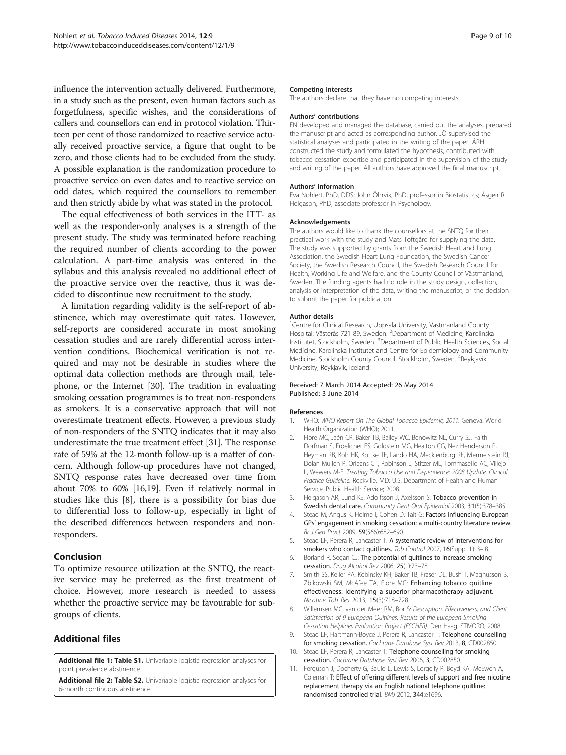influence the intervention actually delivered. Furthermore, in a study such as the present, even human factors such as forgetfulness, specific wishes, and the considerations of callers and counsellors can end in protocol violation. Thirteen per cent of those randomized to reactive service actually received proactive service, a figure that ought to be zero, and those clients had to be excluded from the study. A possible explanation is the randomization procedure to proactive service on even dates and to reactive service on odd dates, which required the counsellors to remember and then strictly abide by what was stated in the protocol.

The equal effectiveness of both services in the ITT- as well as the responder-only analyses is a strength of the present study. The study was terminated before reaching the required number of clients according to the power calculation. A part-time analysis was entered in the syllabus and this analysis revealed no additional effect of the proactive service over the reactive, thus it was decided to discontinue new recruitment to the study.

A limitation regarding validity is the self-report of abstinence, which may overestimate quit rates. However, self-reports are considered accurate in most smoking cessation studies and are rarely differential across intervention conditions. Biochemical verification is not required and may not be desirable in studies where the optimal data collection methods are through mail, telephone, or the Internet [30]. The tradition in evaluating smoking cessation programmes is to treat non-responders as smokers. It is a conservative approach that will not overestimate treatment effects. However, a previous study of non-responders of the SNTQ indicates that it may also underestimate the true treatment effect [31]. The response rate of 59% at the 12-month follow-up is a matter of concern. Although follow-up procedures have not changed, SNTQ response rates have decreased over time from about 70% to 60% [16,19]. Even if relatively normal in studies like this [8], there is a possibility for bias due to differential loss to follow-up, especially in light of the described differences between responders and non-responders.

## Conclusion

To optimize resource utilization at the SNTQ, the reactive service may be preferred as the first treatment of choice. However, more research is needed to assess whether the proactive service may be favourable for subgroups of clients.

## Additional files

**Additional file 1: Table S1.** Univariable logistic regression analyses for point prevalence abstinence.

**Additional file 2: Table S2.** Univariable logistic regression analyses for 6-month continuous abstinence.

#### Competing interests

The authors declare that they have no competing interests.

#### Authors' contributions

EN developed and managed the database, carried out the analyses, prepared the manuscript and acted as corresponding author. JÖ supervised the statistical analyses and participated in the writing of the paper. ÁRH constructed the study and formulated the hypothesis, contributed with tobacco cessation expertise and participated in the supervision of the study and writing of the paper. All authors have approved the final manuscript.

#### Authors' information

Eva Nohlert, PhD, DDS; John Öhrvik, PhD, professor in Biostatistics; Ásgeir R Helgason, PhD, associate professor in Psychology.

#### Acknowledgements

The authors would like to thank the counsellors at the SNTQ for their practical work with the study and Mats Toftgård for supplying the data. The study was supported by grants from the Swedish Heart and Lung Association, the Swedish Heart Lung Foundation, the Swedish Cancer Society, the Swedish Research Council, the Swedish Research Council for Health, Working Life and Welfare, and the County Council of Västmanland, Sweden. The funding agents had no role in the study design, collection, analysis or interpretation of the data, writing the manuscript, or the decision to submit the paper for publication.

#### Author details

[1]Centre for Clinical Research, Uppsala University, Västmanland County Hospital, Västerås 721 89, Sweden. [2]Department of Medicine, Karolinska Institutet, Stockholm, Sweden. [3]Department of Public Health Sciences, Social Medicine, Karolinska Institutet and Centre for Epidemiology and Community Medicine, Stockholm County Council, Stockholm, Sweden. [4]Reykjavik University, Reykjavik, Iceland.

Received: 7 March 2014 Accepted: 26 May 2014
Published: 3 June 2014

#### References

1. WHO: *WHO Report On The Global Tobacco Epidemic, 2011.* Geneva: World Health Organization (WHO); 2011.
2. Fiore MC, Jaén CR, Baker TB, Bailey WC, Benowitz NL, Curry SJ, Faith Dorfman S, Froelicher ES, Goldstein MG, Healton CG, Nez Henderson P, Heyman RB, Koh HK, Kottke TE, Lando HA, Mecklenburg RE, Mermelstein RJ, Dolan Mullen P, Orleans CT, Robinson L, Stitzer ML, Tommasello AC, Villejo L, Wewers M-E: *Treating Tobacco Use and Dependence: 2008 Update. Clinical Practice Guideline.* Rockville, MD: U.S. Department of Health and Human Service. Public Health Service; 2008.
3. Helgason AR, Lund KE, Adolfsson J, Axelsson S: **Tobacco prevention in Swedish dental care.** *Community Dent Oral Epidemiol* 2003, **31**(5):378–385.
4. Stead M, Angus K, Holme I, Cohen D, Tait G: **Factors influencing European GPs' engagement in smoking cessation: a multi-country literature review.** *Br J Gen Pract* 2009, **59**(566):682–690.
5. Stead LF, Perera R, Lancaster T: **A systematic review of interventions for smokers who contact quitlines.** *Tob Control* 2007, **16**(Suppl 1):i3–i8.
6. Borland R, Segan CJ: **The potential of quitlines to increase smoking cessation.** *Drug Alcohol Rev* 2006, **25**(1):73–78.
7. Smith SS, Keller PA, Kobinsky KH, Baker TB, Fraser DL, Bush T, Magnusson B, Zbikowski SM, McAfee TA, Fiore MC: **Enhancing tobacco quitline effectiveness: identifying a superior pharmacotherapy adjuvant.** *Nicotine Tob Res* 2013, **15**(3):718–728.
8. Willemsen MC, van der Meer RM, Bor S: *Description, Effectiveness, and Client Satisfaction of 9 European Quitlines: Results of the European Smoking Cessation Helplines Evaluation Project (ESCHER).* Den Haag: STIVORO; 2008.
9. Stead LF, Hartmann-Boyce J, Perera R, Lancaster T: **Telephone counselling for smoking cessation.** *Cochrane Database Syst Rev* 2013, **8**, CD002850.
10. Stead LF, Perera R, Lancaster T: **Telephone counselling for smoking cessation.** *Cochrane Database Syst Rev* 2006, **3**, CD002850.
11. Ferguson J, Docherty G, Bauld L, Lewis S, Lorgelly P, Boyd KA, McEwen A, Coleman T: **Effect of offering different levels of support and free nicotine replacement therapy via an English national telephone quitline: randomised controlled trial.** *BMJ* 2012, **344**:e1696.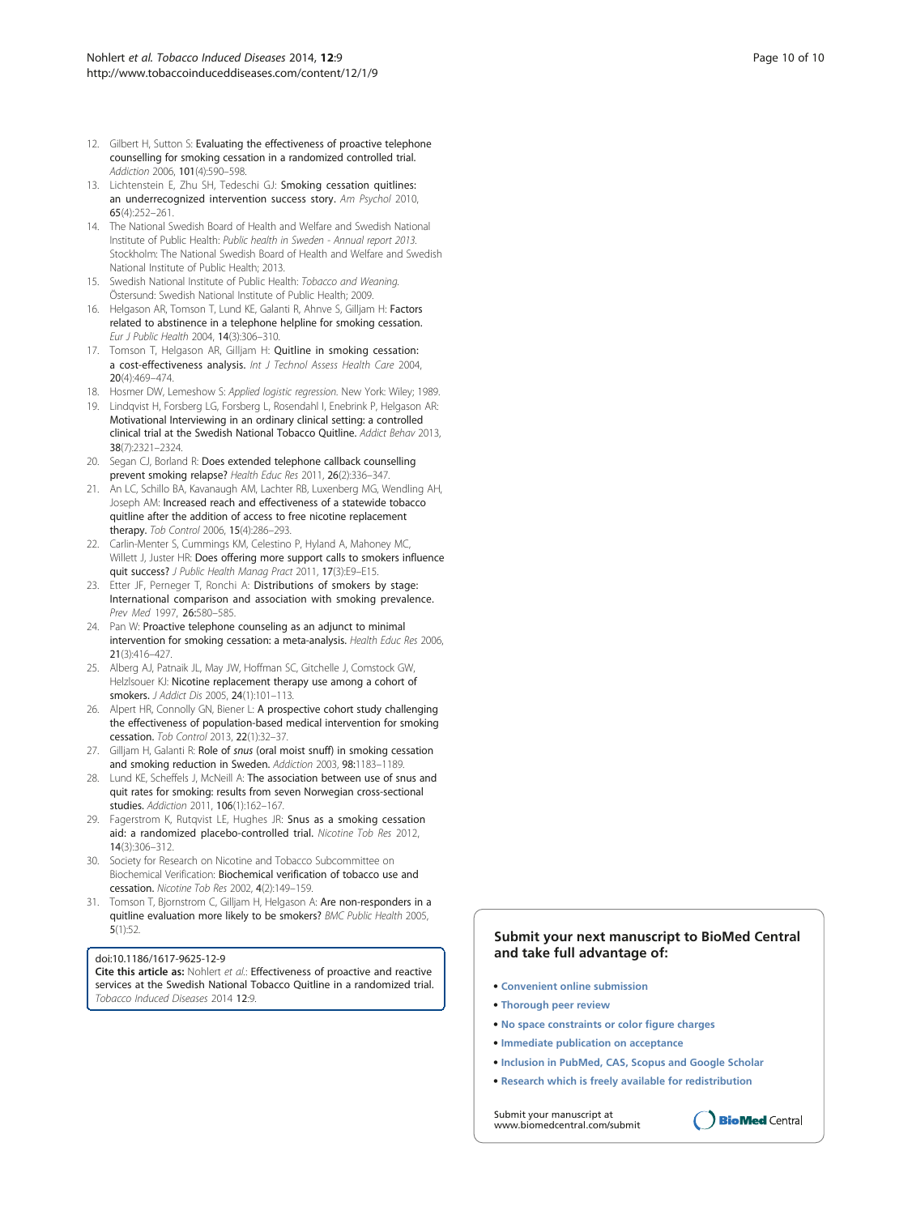12. Gilbert H, Sutton S: **Evaluating the effectiveness of proactive telephone counselling for smoking cessation in a randomized controlled trial.** *Addiction* 2006, **101**(4):590–598.
13. Lichtenstein E, Zhu SH, Tedeschi GJ: **Smoking cessation quitlines: an underrecognized intervention success story.** *Am Psychol* 2010, **65**(4):252–261.
14. The National Swedish Board of Health and Welfare and Swedish National Institute of Public Health: *Public health in Sweden - Annual report 2013.* Stockholm: The National Swedish Board of Health and Welfare and Swedish National Institute of Public Health; 2013.
15. Swedish National Institute of Public Health: *Tobacco and Weaning.* Östersund: Swedish National Institute of Public Health; 2009.
16. Helgason AR, Tomson T, Lund KE, Galanti R, Ahnve S, Gilljam H: **Factors related to abstinence in a telephone helpline for smoking cessation.** *Eur J Public Health* 2004, **14**(3):306–310.
17. Tomson T, Helgason AR, Gilljam H: **Quitline in smoking cessation: a cost-effectiveness analysis.** *Int J Technol Assess Health Care* 2004, **20**(4):469–474.
18. Hosmer DW, Lemeshow S: *Applied logistic regression.* New York: Wiley; 1989.
19. Lindqvist H, Forsberg LG, Forsberg L, Rosendahl I, Enebrink P, Helgason AR: **Motivational Interviewing in an ordinary clinical setting: a controlled clinical trial at the Swedish National Tobacco Quitline.** *Addict Behav* 2013, **38**(7):2321–2324.
20. Segan CJ, Borland R: **Does extended telephone callback counselling prevent smoking relapse?** *Health Educ Res* 2011, **26**(2):336–347.
21. An LC, Schillo BA, Kavanaugh AM, Lachter RB, Luxenberg MG, Wendling AH, Joseph AM: **Increased reach and effectiveness of a statewide tobacco quitline after the addition of access to free nicotine replacement therapy.** *Tob Control* 2006, **15**(4):286–293.
22. Carlin-Menter S, Cummings KM, Celestino P, Hyland A, Mahoney MC, Willett J, Juster HR: **Does offering more support calls to smokers influence quit success?** *J Public Health Manag Pract* 2011, **17**(3):E9–E15.
23. Etter JF, Perneger T, Ronchi A: **Distributions of smokers by stage: International comparison and association with smoking prevalence.** *Prev Med* 1997, **26:**580–585.
24. Pan W: **Proactive telephone counseling as an adjunct to minimal intervention for smoking cessation: a meta-analysis.** *Health Educ Res* 2006, **21**(3):416–427.
25. Alberg AJ, Patnaik JL, May JW, Hoffman SC, Gitchelle J, Comstock GW, Helzlsouer KJ: **Nicotine replacement therapy use among a cohort of smokers.** *J Addict Dis* 2005, **24**(1):101–113.
26. Alpert HR, Connolly GN, Biener L: **A prospective cohort study challenging the effectiveness of population-based medical intervention for smoking cessation.** *Tob Control* 2013, **22**(1):32–37.
27. Gilljam H, Galanti R: **Role of *snus* (oral moist snuff) in smoking cessation and smoking reduction in Sweden.** *Addiction* 2003, **98:**1183–1189.
28. Lund KE, Scheffels J, McNeill A: **The association between use of snus and quit rates for smoking: results from seven Norwegian cross-sectional studies.** *Addiction* 2011, **106**(1):162–167.
29. Fagerstrom K, Rutqvist LE, Hughes JR: **Snus as a smoking cessation aid: a randomized placebo-controlled trial.** *Nicotine Tob Res* 2012, **14**(3):306–312.
30. Society for Research on Nicotine and Tobacco Subcommittee on Biochemical Verification: **Biochemical verification of tobacco use and cessation.** *Nicotine Tob Res* 2002, **4**(2):149–159.
31. Tomson T, Bjornstrom C, Gilljam H, Helgason A: **Are non-responders in a quitline evaluation more likely to be smokers?** *BMC Public Health* 2005, **5**(1):52.

doi:10.1186/1617-9625-12-9

**Cite this article as:** Nohlert *et al.*: Effectiveness of proactive and reactive services at the Swedish National Tobacco Quitline in a randomized trial. *Tobacco Induced Diseases* 2014 12:9.

**Submit your next manuscript to BioMed Central and take full advantage of:**

- **Convenient online submission**
- **Thorough peer review**
- **No space constraints or color figure charges**
- **Immediate publication on acceptance**
- **Inclusion in PubMed, CAS, Scopus and Google Scholar**
- **Research which is freely available for redistribution**

Submit your manuscript at
www.biomedcentral.com/submit

BioMed Central